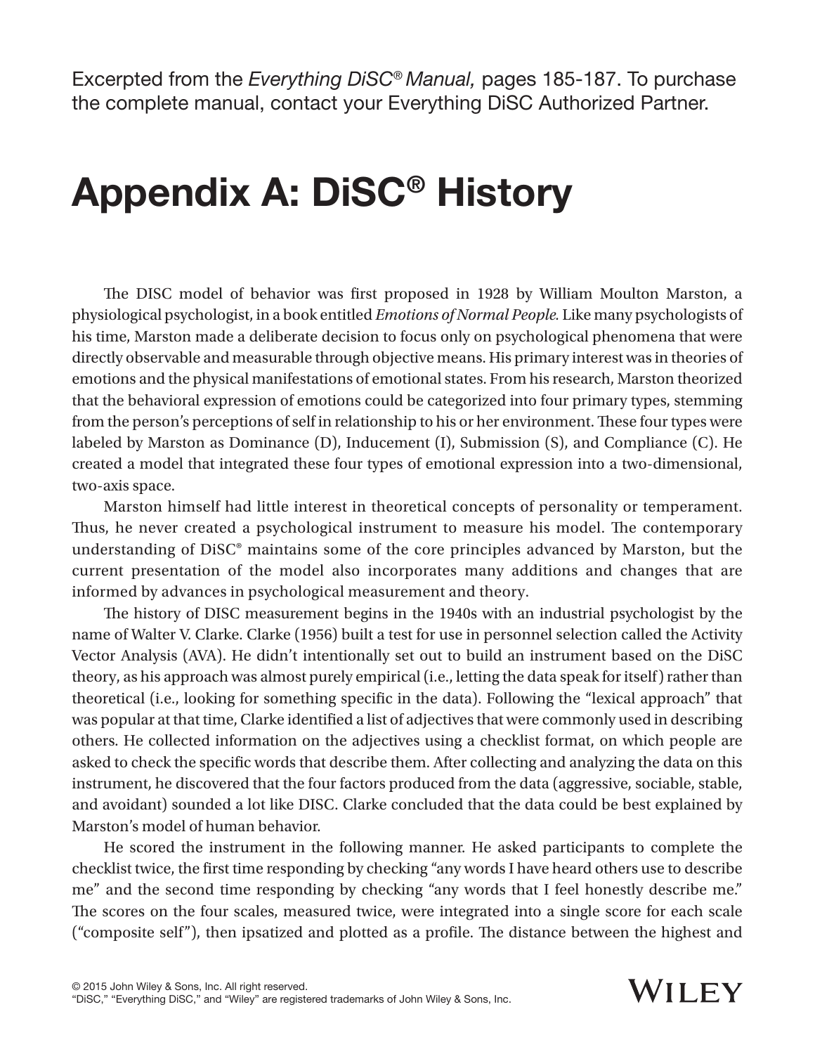Excerpted from the *Everything DiSC® Manual,* pages 185-187. To purchase the complete manual, contact your Everything DiSC Authorized Partner.

# Appendix A: DiSC® History

The DISC model of behavior was first proposed in 1928 by William Moulton Marston, a physiological psychologist, in a book entitled *Emotions of Normal People.* Like many psychologists of his time, Marston made a deliberate decision to focus only on psychological phenomena that were directly observable and measurable through objective means. His primary interest was in theories of emotions and the physical manifestations of emotional states. From his research, Marston theorized that the behavioral expression of emotions could be categorized into four primary types, stemming from the person's perceptions of self in relationship to his or her environment. These four types were labeled by Marston as Dominance (D), Inducement (I), Submission (S), and Compliance (C). He created a model that integrated these four types of emotional expression into a two-dimensional, two-axis space.

Marston himself had little interest in theoretical concepts of personality or temperament. Thus, he never created a psychological instrument to measure his model. The contemporary understanding of DiSC® maintains some of the core principles advanced by Marston, but the current presentation of the model also incorporates many additions and changes that are informed by advances in psychological measurement and theory.

The history of DISC measurement begins in the 1940s with an industrial psychologist by the name of Walter V. Clarke. Clarke (1956) built a test for use in personnel selection called the Activity Vector Analysis (AVA). He didn't intentionally set out to build an instrument based on the DiSC theory, as his approach was almost purely empirical (i.e., letting the data speak for itself) rather than theoretical (i.e., looking for something specific in the data). Following the "lexical approach" that was popular at that time, Clarke identified a list of adjectives that were commonly used in describing others. He collected information on the adjectives using a checklist format, on which people are asked to check the specific words that describe them. After collecting and analyzing the data on this instrument, he discovered that the four factors produced from the data (aggressive, sociable, stable, and avoidant) sounded a lot like DISC. Clarke concluded that the data could be best explained by Marston's model of human behavior.

He scored the instrument in the following manner. He asked participants to complete the checklist twice, the first time responding by checking "any words I have heard others use to describe me" and the second time responding by checking "any words that I feel honestly describe me." The scores on the four scales, measured twice, were integrated into a single score for each scale ("composite self"), then ipsatized and plotted as a profile. The distance between the highest and

© 2015 John Wiley & Sons, Inc. All right reserved.
"DiSC," "Everything DiSC," and "Wiley" are registered trademarks of John Wiley & Sons, Inc.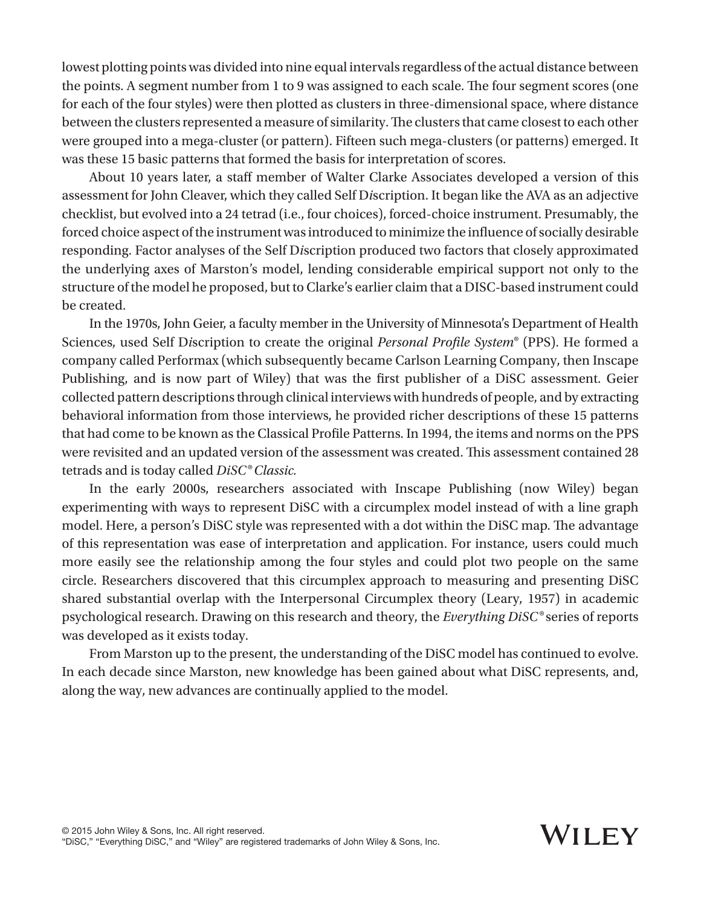lowest plotting points was divided into nine equal intervals regardless of the actual distance between the points. A segment number from 1 to 9 was assigned to each scale. The four segment scores (one for each of the four styles) were then plotted as clusters in three-dimensional space, where distance between the clusters represented a measure of similarity. The clusters that came closest to each other were grouped into a mega-cluster (or pattern). Fifteen such mega-clusters (or patterns) emerged. It was these 15 basic patterns that formed the basis for interpretation of scores.

About 10 years later, a staff member of Walter Clarke Associates developed a version of this assessment for John Cleaver, which they called Self D*i*scription. It began like the AVA as an adjective checklist, but evolved into a 24 tetrad (i.e., four choices), forced-choice instrument. Presumably, the forced choice aspect of the instrument was introduced to minimize the influence of socially desirable responding. Factor analyses of the Self D*i*scription produced two factors that closely approximated the underlying axes of Marston's model, lending considerable empirical support not only to the structure of the model he proposed, but to Clarke's earlier claim that a DISC-based instrument could be created.

In the 1970s, John Geier, a faculty member in the University of Minnesota's Department of Health Sciences, used Self D*i*scription to create the original *Personal Profile System®* (PPS). He formed a company called Performax (which subsequently became Carlson Learning Company, then Inscape Publishing, and is now part of Wiley) that was the first publisher of a DiSC assessment. Geier collected pattern descriptions through clinical interviews with hundreds of people, and by extracting behavioral information from those interviews, he provided richer descriptions of these 15 patterns that had come to be known as the Classical Profile Patterns. In 1994, the items and norms on the PPS were revisited and an updated version of the assessment was created. This assessment contained 28 tetrads and is today called *DiSC® Classic*.

In the early 2000s, researchers associated with Inscape Publishing (now Wiley) began experimenting with ways to represent DiSC with a circumplex model instead of with a line graph model. Here, a person's DiSC style was represented with a dot within the DiSC map. The advantage of this representation was ease of interpretation and application. For instance, users could much more easily see the relationship among the four styles and could plot two people on the same circle. Researchers discovered that this circumplex approach to measuring and presenting DiSC shared substantial overlap with the Interpersonal Circumplex theory (Leary, 1957) in academic psychological research. Drawing on this research and theory, the *Everything DiSC®* series of reports was developed as it exists today.

From Marston up to the present, the understanding of the DiSC model has continued to evolve. In each decade since Marston, new knowledge has been gained about what DiSC represents, and, along the way, new advances are continually applied to the model.

© 2015 John Wiley & Sons, Inc. All right reserved.
"DiSC," "Everything DiSC," and "Wiley" are registered trademarks of John Wiley & Sons, Inc.